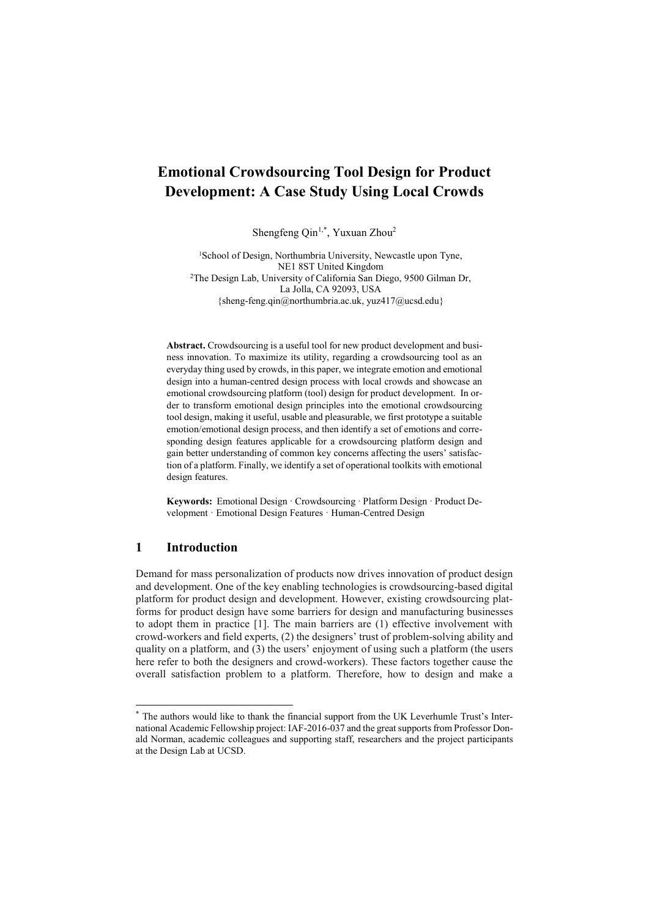# Emotional Crowdsourcing Tool Design for Product Development: A Case Study Using Local Crowds

Shengfeng Qin[1,*], Yuxuan Zhou[2]

[1]School of Design, Northumbria University, Newcastle upon Tyne, NE1 8ST United Kingdom
[2]The Design Lab, University of California San Diego, 9500 Gilman Dr, La Jolla, CA 92093, USA
{sheng-feng.qin@northumbria.ac.uk, yuz417@ucsd.edu}

**Abstract.** Crowdsourcing is a useful tool for new product development and business innovation. To maximize its utility, regarding a crowdsourcing tool as an everyday thing used by crowds, in this paper, we integrate emotion and emotional design into a human-centred design process with local crowds and showcase an emotional crowdsourcing platform (tool) design for product development. In order to transform emotional design principles into the emotional crowdsourcing tool design, making it useful, usable and pleasurable, we first prototype a suitable emotion/emotional design process, and then identify a set of emotions and corresponding design features applicable for a crowdsourcing platform design and gain better understanding of common key concerns affecting the users' satisfaction of a platform. Finally, we identify a set of operational toolkits with emotional design features.

**Keywords:** Emotional Design · Crowdsourcing · Platform Design · Product Development · Emotional Design Features · Human-Centred Design

## 1 Introduction

Demand for mass personalization of products now drives innovation of product design and development. One of the key enabling technologies is crowdsourcing-based digital platform for product design and development. However, existing crowdsourcing platforms for product design have some barriers for design and manufacturing businesses to adopt them in practice [1]. The main barriers are (1) effective involvement with crowd-workers and field experts, (2) the designers' trust of problem-solving ability and quality on a platform, and (3) the users' enjoyment of using such a platform (the users here refer to both the designers and crowd-workers). These factors together cause the overall satisfaction problem to a platform. Therefore, how to design and make a

---

* The authors would like to thank the financial support from the UK Leverhumle Trust's International Academic Fellowship project: IAF-2016-037 and the great supports from Professor Donald Norman, academic colleagues and supporting staff, researchers and the project participants at the Design Lab at UCSD.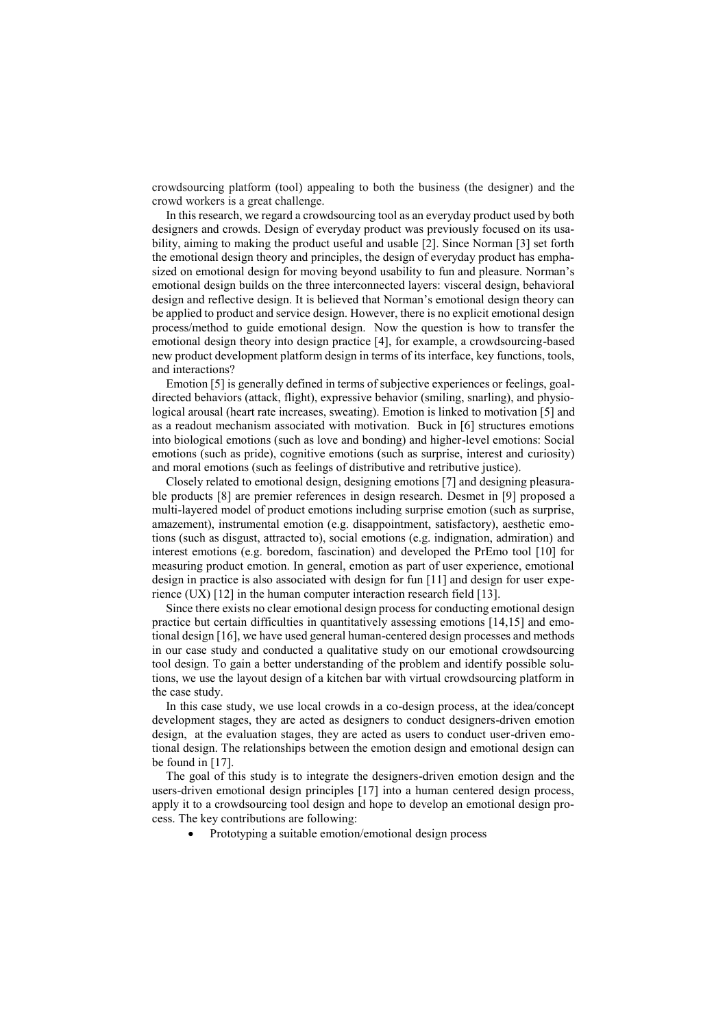crowdsourcing platform (tool) appealing to both the business (the designer) and the crowd workers is a great challenge.

In this research, we regard a crowdsourcing tool as an everyday product used by both designers and crowds. Design of everyday product was previously focused on its usability, aiming to making the product useful and usable [2]. Since Norman [3] set forth the emotional design theory and principles, the design of everyday product has emphasized on emotional design for moving beyond usability to fun and pleasure. Norman's emotional design builds on the three interconnected layers: visceral design, behavioral design and reflective design. It is believed that Norman's emotional design theory can be applied to product and service design. However, there is no explicit emotional design process/method to guide emotional design. Now the question is how to transfer the emotional design theory into design practice [4], for example, a crowdsourcing-based new product development platform design in terms of its interface, key functions, tools, and interactions?

Emotion [5] is generally defined in terms of subjective experiences or feelings, goal-directed behaviors (attack, flight), expressive behavior (smiling, snarling), and physiological arousal (heart rate increases, sweating). Emotion is linked to motivation [5] and as a readout mechanism associated with motivation. Buck in [6] structures emotions into biological emotions (such as love and bonding) and higher-level emotions: Social emotions (such as pride), cognitive emotions (such as surprise, interest and curiosity) and moral emotions (such as feelings of distributive and retributive justice).

Closely related to emotional design, designing emotions [7] and designing pleasurable products [8] are premier references in design research. Desmet in [9] proposed a multi-layered model of product emotions including surprise emotion (such as surprise, amazement), instrumental emotion (e.g. disappointment, satisfactory), aesthetic emotions (such as disgust, attracted to), social emotions (e.g. indignation, admiration) and interest emotions (e.g. boredom, fascination) and developed the PrEmo tool [10] for measuring product emotion. In general, emotion as part of user experience, emotional design in practice is also associated with design for fun [11] and design for user experience (UX) [12] in the human computer interaction research field [13].

Since there exists no clear emotional design process for conducting emotional design practice but certain difficulties in quantitatively assessing emotions [14,15] and emotional design [16], we have used general human-centered design processes and methods in our case study and conducted a qualitative study on our emotional crowdsourcing tool design. To gain a better understanding of the problem and identify possible solutions, we use the layout design of a kitchen bar with virtual crowdsourcing platform in the case study.

In this case study, we use local crowds in a co-design process, at the idea/concept development stages, they are acted as designers to conduct designers-driven emotion design, at the evaluation stages, they are acted as users to conduct user-driven emotional design. The relationships between the emotion design and emotional design can be found in [17].

The goal of this study is to integrate the designers-driven emotion design and the users-driven emotional design principles [17] into a human centered design process, apply it to a crowdsourcing tool design and hope to develop an emotional design process. The key contributions are following:

- Prototyping a suitable emotion/emotional design process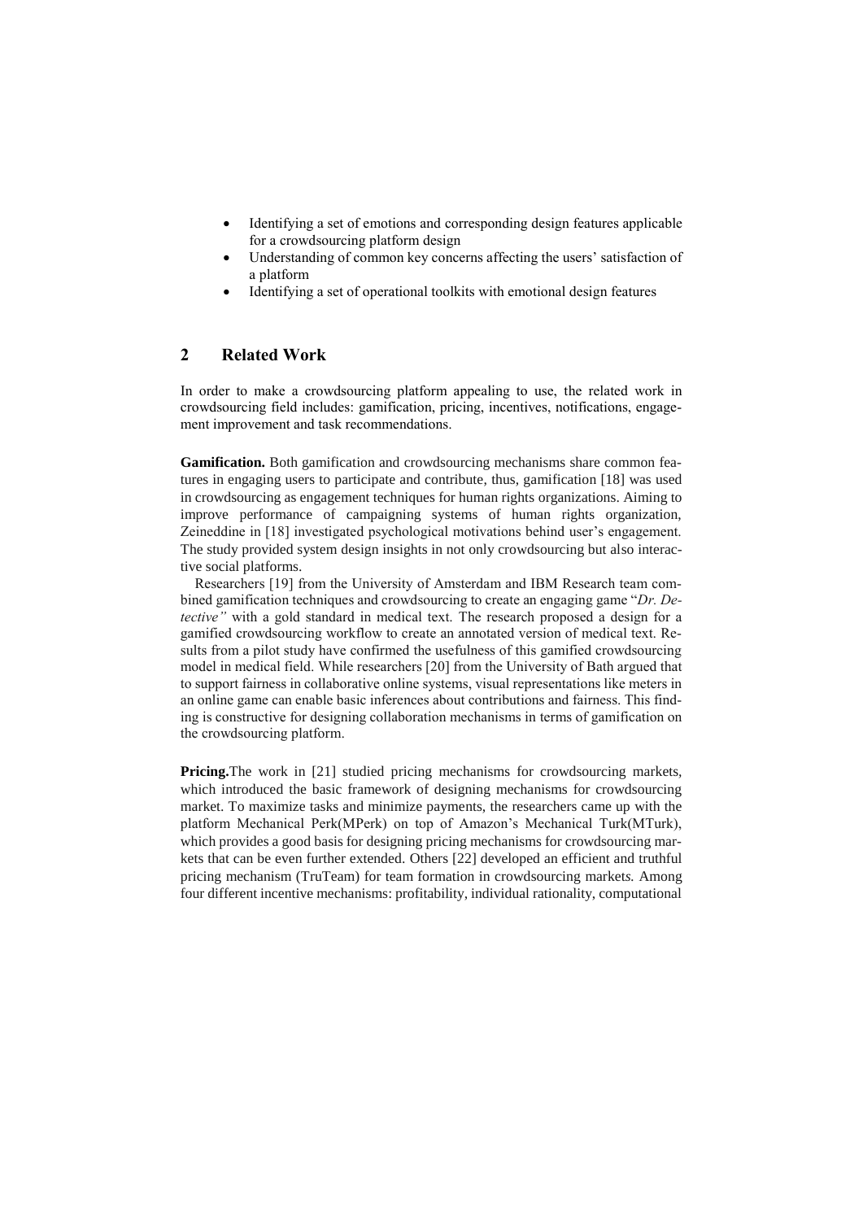- Identifying a set of emotions and corresponding design features applicable for a crowdsourcing platform design
- Understanding of common key concerns affecting the users' satisfaction of a platform
- Identifying a set of operational toolkits with emotional design features

## 2 Related Work

In order to make a crowdsourcing platform appealing to use, the related work in crowdsourcing field includes: gamification, pricing, incentives, notifications, engagement improvement and task recommendations.

**Gamification.** Both gamification and crowdsourcing mechanisms share common features in engaging users to participate and contribute, thus, gamification [18] was used in crowdsourcing as engagement techniques for human rights organizations. Aiming to improve performance of campaigning systems of human rights organization, Zeineddine in [18] investigated psychological motivations behind user's engagement. The study provided system design insights in not only crowdsourcing but also interactive social platforms.

Researchers [19] from the University of Amsterdam and IBM Research team combined gamification techniques and crowdsourcing to create an engaging game "*Dr. Detective"* with a gold standard in medical text. The research proposed a design for a gamified crowdsourcing workflow to create an annotated version of medical text. Results from a pilot study have confirmed the usefulness of this gamified crowdsourcing model in medical field. While researchers [20] from the University of Bath argued that to support fairness in collaborative online systems, visual representations like meters in an online game can enable basic inferences about contributions and fairness. This finding is constructive for designing collaboration mechanisms in terms of gamification on the crowdsourcing platform.

**Pricing.**The work in [21] studied pricing mechanisms for crowdsourcing markets, which introduced the basic framework of designing mechanisms for crowdsourcing market. To maximize tasks and minimize payments, the researchers came up with the platform Mechanical Perk(MPerk) on top of Amazon's Mechanical Turk(MTurk), which provides a good basis for designing pricing mechanisms for crowdsourcing markets that can be even further extended. Others [22] developed an efficient and truthful pricing mechanism (TruTeam) for team formation in crowdsourcing markets. Among four different incentive mechanisms: profitability, individual rationality, computational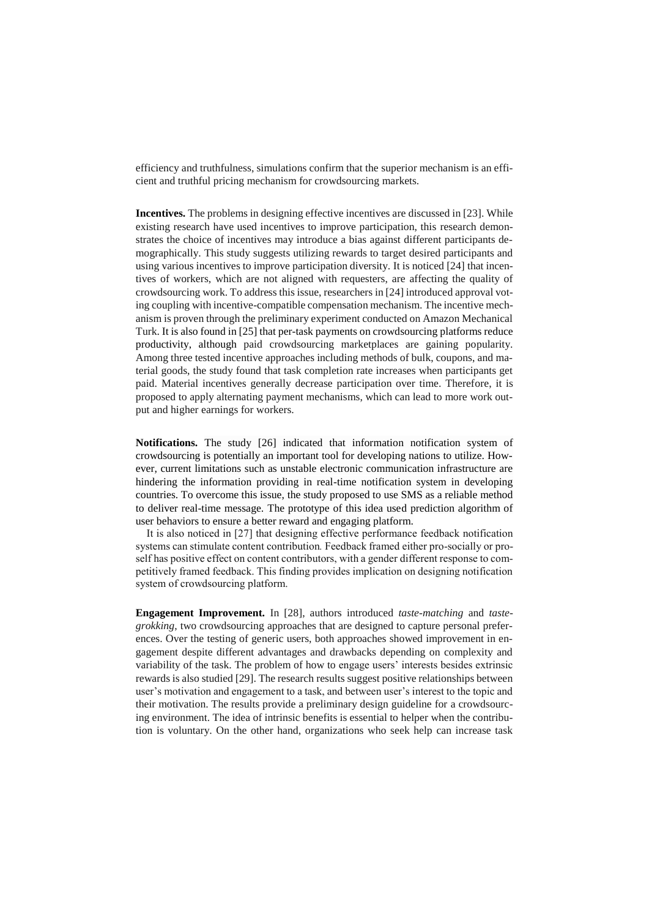efficiency and truthfulness, simulations confirm that the superior mechanism is an efficient and truthful pricing mechanism for crowdsourcing markets.

**Incentives.** The problems in designing effective incentives are discussed in [23]. While existing research have used incentives to improve participation, this research demonstrates the choice of incentives may introduce a bias against different participants demographically. This study suggests utilizing rewards to target desired participants and using various incentives to improve participation diversity. It is noticed [24] that incentives of workers, which are not aligned with requesters, are affecting the quality of crowdsourcing work. To address this issue, researchers in [24] introduced approval voting coupling with incentive-compatible compensation mechanism. The incentive mechanism is proven through the preliminary experiment conducted on Amazon Mechanical Turk. It is also found in [25] that per-task payments on crowdsourcing platforms reduce productivity, although paid crowdsourcing marketplaces are gaining popularity. Among three tested incentive approaches including methods of bulk, coupons, and material goods, the study found that task completion rate increases when participants get paid. Material incentives generally decrease participation over time. Therefore, it is proposed to apply alternating payment mechanisms, which can lead to more work output and higher earnings for workers.

**Notifications.** The study [26] indicated that information notification system of crowdsourcing is potentially an important tool for developing nations to utilize. However, current limitations such as unstable electronic communication infrastructure are hindering the information providing in real-time notification system in developing countries. To overcome this issue, the study proposed to use SMS as a reliable method to deliver real-time message. The prototype of this idea used prediction algorithm of user behaviors to ensure a better reward and engaging platform.

It is also noticed in [27] that designing effective performance feedback notification systems can stimulate content contribution. Feedback framed either pro-socially or pro-self has positive effect on content contributors, with a gender different response to competitively framed feedback. This finding provides implication on designing notification system of crowdsourcing platform.

**Engagement Improvement.** In [28], authors introduced *taste-matching* and *taste-grokking*, two crowdsourcing approaches that are designed to capture personal preferences. Over the testing of generic users, both approaches showed improvement in engagement despite different advantages and drawbacks depending on complexity and variability of the task. The problem of how to engage users' interests besides extrinsic rewards is also studied [29]. The research results suggest positive relationships between user's motivation and engagement to a task, and between user's interest to the topic and their motivation. The results provide a preliminary design guideline for a crowdsourcing environment. The idea of intrinsic benefits is essential to helper when the contribution is voluntary. On the other hand, organizations who seek help can increase task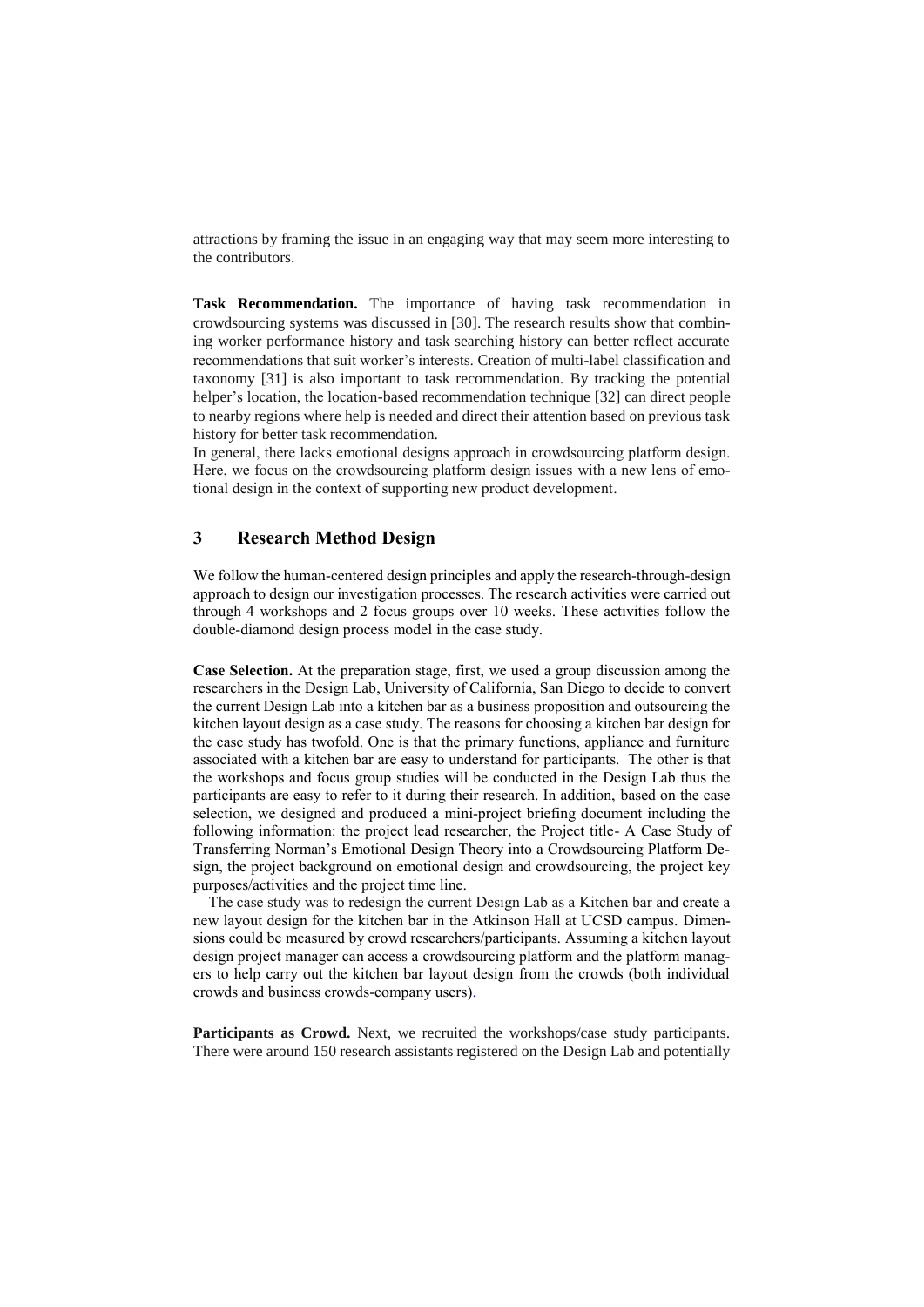attractions by framing the issue in an engaging way that may seem more interesting to the contributors.

**Task Recommendation.** The importance of having task recommendation in crowdsourcing systems was discussed in [30]. The research results show that combining worker performance history and task searching history can better reflect accurate recommendations that suit worker's interests. Creation of multi-label classification and taxonomy [31] is also important to task recommendation. By tracking the potential helper's location, the location-based recommendation technique [32] can direct people to nearby regions where help is needed and direct their attention based on previous task history for better task recommendation.

In general, there lacks emotional designs approach in crowdsourcing platform design. Here, we focus on the crowdsourcing platform design issues with a new lens of emotional design in the context of supporting new product development.

## 3 Research Method Design

We follow the human-centered design principles and apply the research-through-design approach to design our investigation processes. The research activities were carried out through 4 workshops and 2 focus groups over 10 weeks. These activities follow the double-diamond design process model in the case study.

**Case Selection.** At the preparation stage, first, we used a group discussion among the researchers in the Design Lab, University of California, San Diego to decide to convert the current Design Lab into a kitchen bar as a business proposition and outsourcing the kitchen layout design as a case study. The reasons for choosing a kitchen bar design for the case study has twofold. One is that the primary functions, appliance and furniture associated with a kitchen bar are easy to understand for participants. The other is that the workshops and focus group studies will be conducted in the Design Lab thus the participants are easy to refer to it during their research. In addition, based on the case selection, we designed and produced a mini-project briefing document including the following information: the project lead researcher, the Project title- A Case Study of Transferring Norman's Emotional Design Theory into a Crowdsourcing Platform Design, the project background on emotional design and crowdsourcing, the project key purposes/activities and the project time line.

The case study was to redesign the current Design Lab as a Kitchen bar and create a new layout design for the kitchen bar in the Atkinson Hall at UCSD campus. Dimensions could be measured by crowd researchers/participants. Assuming a kitchen layout design project manager can access a crowdsourcing platform and the platform managers to help carry out the kitchen bar layout design from the crowds (both individual crowds and business crowds-company users).

**Participants as Crowd.** Next, we recruited the workshops/case study participants. There were around 150 research assistants registered on the Design Lab and potentially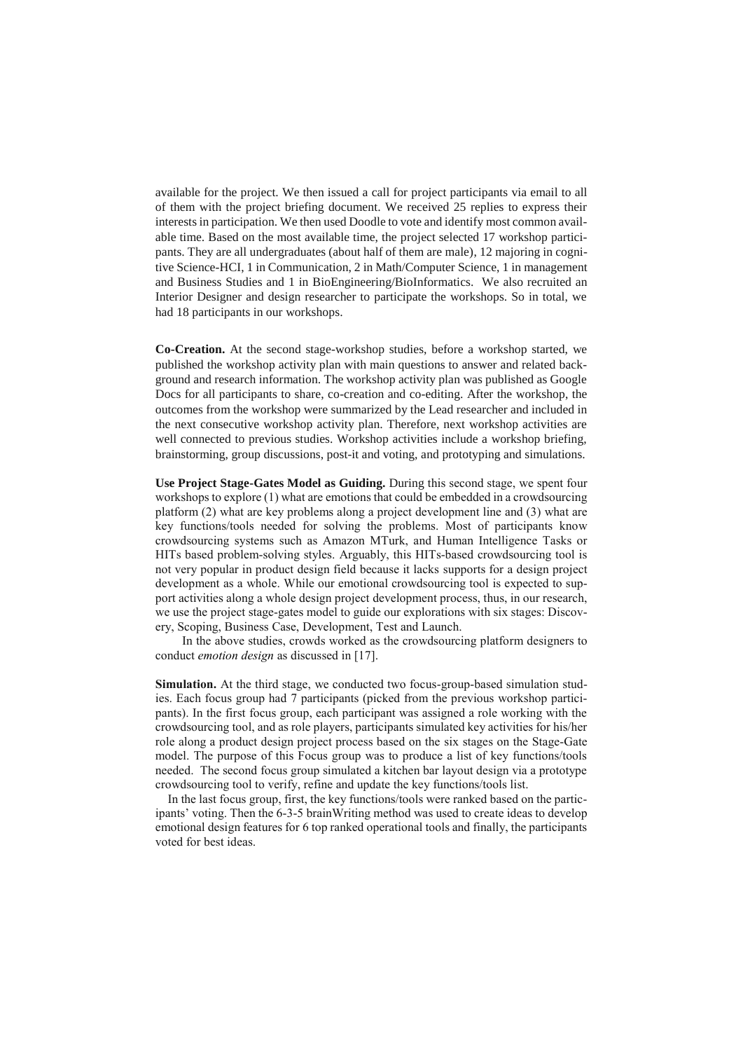available for the project. We then issued a call for project participants via email to all of them with the project briefing document. We received 25 replies to express their interests in participation. We then used Doodle to vote and identify most common available time. Based on the most available time, the project selected 17 workshop participants. They are all undergraduates (about half of them are male), 12 majoring in cognitive Science-HCI, 1 in Communication, 2 in Math/Computer Science, 1 in management and Business Studies and 1 in BioEngineering/BioInformatics. We also recruited an Interior Designer and design researcher to participate the workshops. So in total, we had 18 participants in our workshops.

**Co-Creation.** At the second stage-workshop studies, before a workshop started, we published the workshop activity plan with main questions to answer and related background and research information. The workshop activity plan was published as Google Docs for all participants to share, co-creation and co-editing. After the workshop, the outcomes from the workshop were summarized by the Lead researcher and included in the next consecutive workshop activity plan. Therefore, next workshop activities are well connected to previous studies. Workshop activities include a workshop briefing, brainstorming, group discussions, post-it and voting, and prototyping and simulations.

**Use Project Stage-Gates Model as Guiding.** During this second stage, we spent four workshops to explore (1) what are emotions that could be embedded in a crowdsourcing platform (2) what are key problems along a project development line and (3) what are key functions/tools needed for solving the problems. Most of participants know crowdsourcing systems such as Amazon MTurk, and Human Intelligence Tasks or HITs based problem-solving styles. Arguably, this HITs-based crowdsourcing tool is not very popular in product design field because it lacks supports for a design project development as a whole. While our emotional crowdsourcing tool is expected to support activities along a whole design project development process, thus, in our research, we use the project stage-gates model to guide our explorations with six stages: Discovery, Scoping, Business Case, Development, Test and Launch.

In the above studies, crowds worked as the crowdsourcing platform designers to conduct *emotion design* as discussed in [17].

**Simulation.** At the third stage, we conducted two focus-group-based simulation studies. Each focus group had 7 participants (picked from the previous workshop participants). In the first focus group, each participant was assigned a role working with the crowdsourcing tool, and as role players, participants simulated key activities for his/her role along a product design project process based on the six stages on the Stage-Gate model. The purpose of this Focus group was to produce a list of key functions/tools needed. The second focus group simulated a kitchen bar layout design via a prototype crowdsourcing tool to verify, refine and update the key functions/tools list.

In the last focus group, first, the key functions/tools were ranked based on the participants' voting. Then the 6-3-5 brainWriting method was used to create ideas to develop emotional design features for 6 top ranked operational tools and finally, the participants voted for best ideas.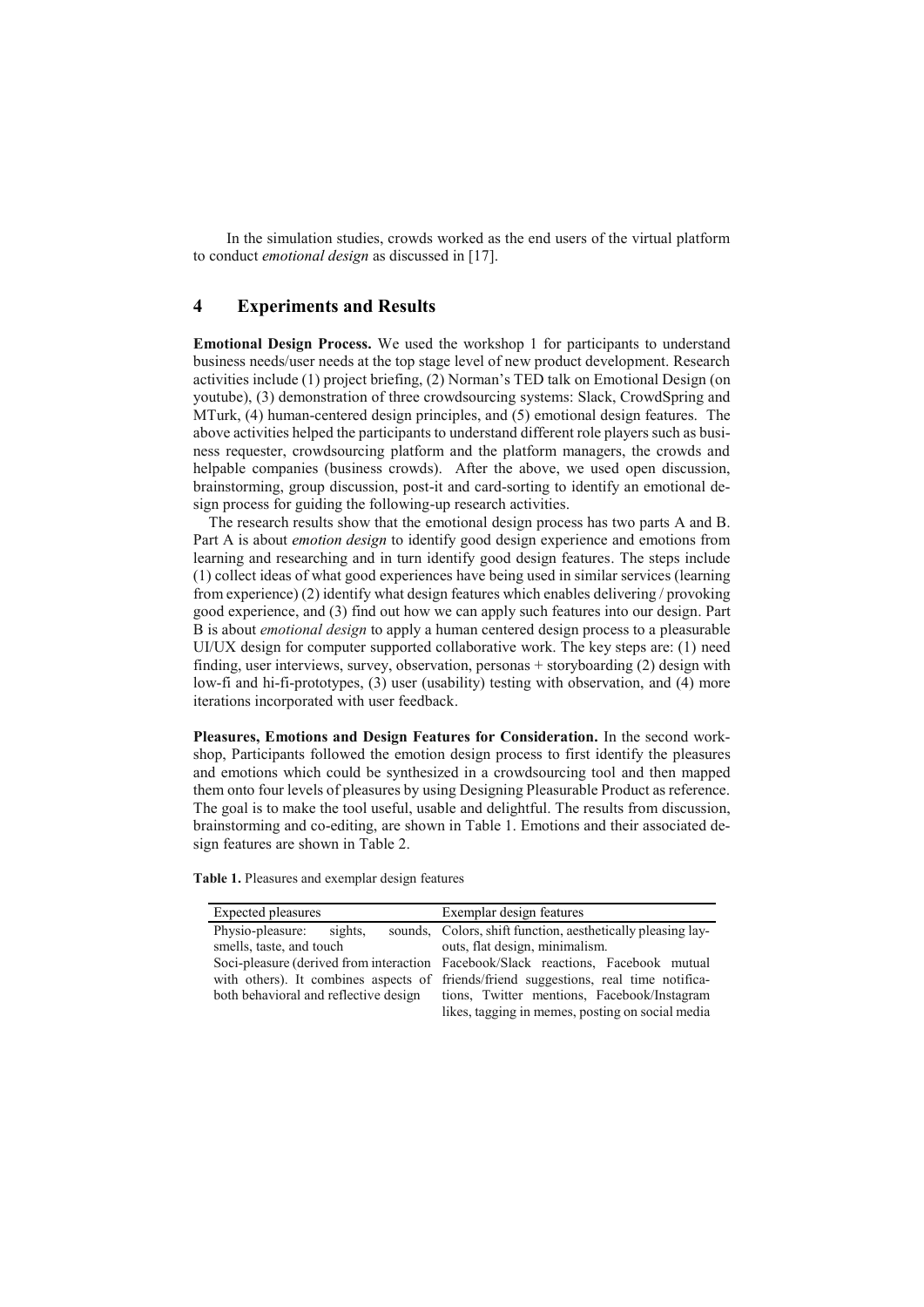In the simulation studies, crowds worked as the end users of the virtual platform to conduct *emotional design* as discussed in [17].

## 4 Experiments and Results

**Emotional Design Process.** We used the workshop 1 for participants to understand business needs/user needs at the top stage level of new product development. Research activities include (1) project briefing, (2) Norman's TED talk on Emotional Design (on youtube), (3) demonstration of three crowdsourcing systems: Slack, CrowdSpring and MTurk, (4) human-centered design principles, and (5) emotional design features. The above activities helped the participants to understand different role players such as business requester, crowdsourcing platform and the platform managers, the crowds and helpable companies (business crowds). After the above, we used open discussion, brainstorming, group discussion, post-it and card-sorting to identify an emotional design process for guiding the following-up research activities.

The research results show that the emotional design process has two parts A and B. Part A is about *emotion design* to identify good design experience and emotions from learning and researching and in turn identify good design features. The steps include (1) collect ideas of what good experiences have being used in similar services (learning from experience) (2) identify what design features which enables delivering / provoking good experience, and (3) find out how we can apply such features into our design. Part B is about *emotional design* to apply a human centered design process to a pleasurable UI/UX design for computer supported collaborative work. The key steps are: (1) need finding, user interviews, survey, observation, personas + storyboarding (2) design with low-fi and hi-fi-prototypes, (3) user (usability) testing with observation, and (4) more iterations incorporated with user feedback.

**Pleasures, Emotions and Design Features for Consideration.** In the second workshop, Participants followed the emotion design process to first identify the pleasures and emotions which could be synthesized in a crowdsourcing tool and then mapped them onto four levels of pleasures by using Designing Pleasurable Product as reference. The goal is to make the tool useful, usable and delightful. The results from discussion, brainstorming and co-editing, are shown in Table 1. Emotions and their associated design features are shown in Table 2.

**Table 1.** Pleasures and exemplar design features

| Expected pleasures | Exemplar design features |
|---|---|
| Physio-pleasure: sights, sounds, smells, taste, and touch | Colors, shift function, aesthetically pleasing layouts, flat design, minimalism. |
| Soci-pleasure (derived from interaction with others). It combines aspects of both behavioral and reflective design | Facebook/Slack reactions, Facebook mutual friends/friend suggestions, real time notifications, Twitter mentions, Facebook/Instagram likes, tagging in memes, posting on social media |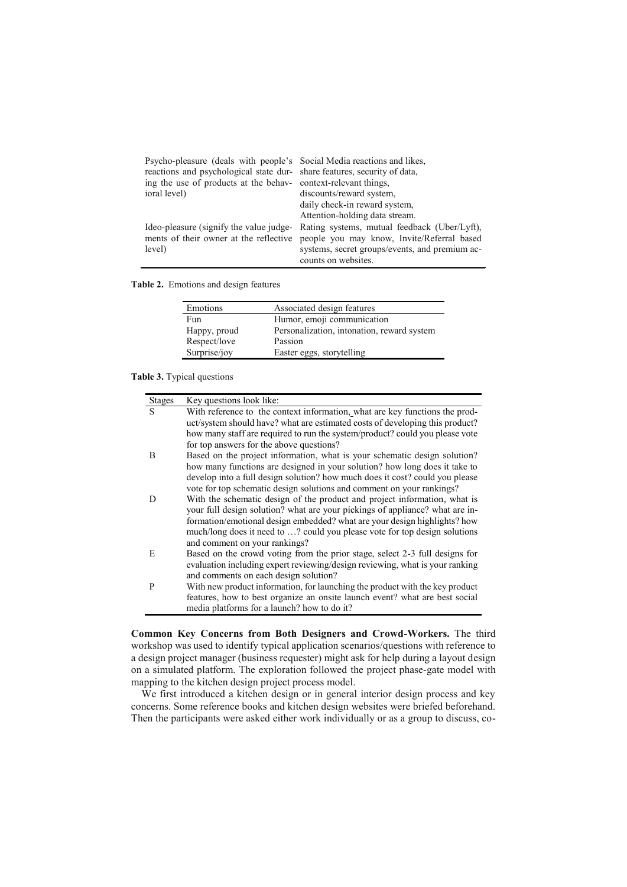| | |
|---|---|
| Psycho-pleasure (deals with people's reactions and psychological state during the use of products at the behavioral level) | Social Media reactions and likes, share features, security of data, context-relevant things, discounts/reward system, daily check-in reward system, Attention-holding data stream. |
| Ideo-pleasure (signify the value judgements of their owner at the reflective level) | Rating systems, mutual feedback (Uber/Lyft), people you may know, Invite/Referral based systems, secret groups/events, and premium accounts on websites. |

**Table 2.** Emotions and design features

| Emotions | Associated design features |
|---|---|
| Fun | Humor, emoji communication |
| Happy, proud | Personalization, intonation, reward system |
| Respect/love | Passion |
| Surprise/joy | Easter eggs, storytelling |

**Table 3.** Typical questions

| Stages | Key questions look like: |
|---|---|
| S | With reference to the context information, what are key functions the product/system should have? what are estimated costs of developing this product? how many staff are required to run the system/product? could you please vote for top answers for the above questions? |
| B | Based on the project information, what is your schematic design solution? how many functions are designed in your solution? how long does it take to develop into a full design solution? how much does it cost? could you please vote for top schematic design solutions and comment on your rankings? |
| D | With the schematic design of the product and project information, what is your full design solution? what are your pickings of appliance? what are information/emotional design embedded? what are your design highlights? how much/long does it need to …? could you please vote for top design solutions and comment on your rankings? |
| E | Based on the crowd voting from the prior stage, select 2-3 full designs for evaluation including expert reviewing/design reviewing, what is your ranking and comments on each design solution? |
| P | With new product information, for launching the product with the key product features, how to best organize an onsite launch event? what are best social media platforms for a launch? how to do it? |

**Common Key Concerns from Both Designers and Crowd-Workers.** The third workshop was used to identify typical application scenarios/questions with reference to a design project manager (business requester) might ask for help during a layout design on a simulated platform. The exploration followed the project phase-gate model with mapping to the kitchen design project process model.

We first introduced a kitchen design or in general interior design process and key concerns. Some reference books and kitchen design websites were briefed beforehand. Then the participants were asked either work individually or as a group to discuss, co-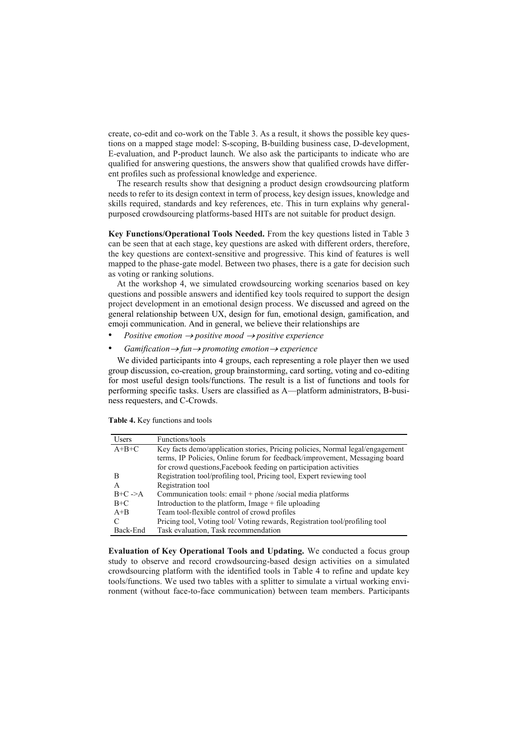create, co-edit and co-work on the Table 3. As a result, it shows the possible key questions on a mapped stage model: S-scoping, B-building business case, D-development, E-evaluation, and P-product launch. We also ask the participants to indicate who are qualified for answering questions, the answers show that qualified crowds have different profiles such as professional knowledge and experience.

The research results show that designing a product design crowdsourcing platform needs to refer to its design context in term of process, key design issues, knowledge and skills required, standards and key references, etc. This in turn explains why general-purposed crowdsourcing platforms-based HITs are not suitable for product design.

**Key Functions/Operational Tools Needed.** From the key questions listed in Table 3 can be seen that at each stage, key questions are asked with different orders, therefore, the key questions are context-sensitive and progressive. This kind of features is well mapped to the phase-gate model. Between two phases, there is a gate for decision such as voting or ranking solutions.

At the workshop 4, we simulated crowdsourcing working scenarios based on key questions and possible answers and identified key tools required to support the design project development in an emotional design process. We discussed and agreed on the general relationship between UX, design for fun, emotional design, gamification, and emoji communication. And in general, we believe their relationships are

- *Positive emotion* $\rightarrow$ *positive mood* $\rightarrow$ *positive experience*
- *Gamification* $\rightarrow$ *fun* $\rightarrow$ *promoting emotion* $\rightarrow$ *experience*

We divided participants into 4 groups, each representing a role player then we used group discussion, co-creation, group brainstorming, card sorting, voting and co-editing for most useful design tools/functions. The result is a list of functions and tools for performing specific tasks. Users are classified as A—platform administrators, B-business requesters, and C-Crowds.

**Table 4.** Key functions and tools

| Users | Functions/tools |
|---|---|
| A+B+C | Key facts demo/application stories, Pricing policies, Normal legal/engagement terms, IP Policies, Online forum for feedback/improvement, Messaging board for crowd questions,Facebook feeding on participation activities |
| B | Registration tool/profiling tool, Pricing tool, Expert reviewing tool |
| A | Registration tool |
| B+C ->A | Communication tools: email + phone /social media platforms |
| B+C | Introduction to the platform, Image + file uploading |
| A+B | Team tool-flexible control of crowd profiles |
| C | Pricing tool, Voting tool/ Voting rewards, Registration tool/profiling tool |
| Back-End | Task evaluation, Task recommendation |

**Evaluation of Key Operational Tools and Updating.** We conducted a focus group study to observe and record crowdsourcing-based design activities on a simulated crowdsourcing platform with the identified tools in Table 4 to refine and update key tools/functions. We used two tables with a splitter to simulate a virtual working environment (without face-to-face communication) between team members. Participants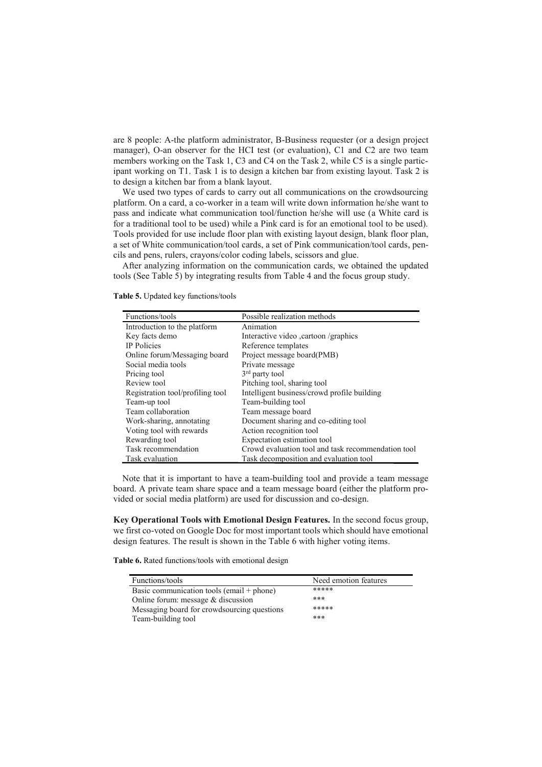are 8 people: A-the platform administrator, B-Business requester (or a design project manager), O-an observer for the HCI test (or evaluation), C1 and C2 are two team members working on the Task 1, C3 and C4 on the Task 2, while C5 is a single participant working on T1. Task 1 is to design a kitchen bar from existing layout. Task 2 is to design a kitchen bar from a blank layout.

We used two types of cards to carry out all communications on the crowdsourcing platform. On a card, a co-worker in a team will write down information he/she want to pass and indicate what communication tool/function he/she will use (a White card is for a traditional tool to be used) while a Pink card is for an emotional tool to be used). Tools provided for use include floor plan with existing layout design, blank floor plan, a set of White communication/tool cards, a set of Pink communication/tool cards, pencils and pens, rulers, crayons/color coding labels, scissors and glue.

After analyzing information on the communication cards, we obtained the updated tools (See Table 5) by integrating results from Table 4 and the focus group study.

**Table 5.** Updated key functions/tools

| Functions/tools | Possible realization methods |
|---|---|
| Introduction to the platform | Animation |
| Key facts demo | Interactive video ,cartoon /graphics |
| IP Policies | Reference templates |
| Online forum/Messaging board | Project message board(PMB) |
| Social media tools | Private message |
| Pricing tool | 3rd party tool |
| Review tool | Pitching tool, sharing tool |
| Registration tool/profiling tool | Intelligent business/crowd profile building |
| Team-up tool | Team-building tool |
| Team collaboration | Team message board |
| Work-sharing, annotating | Document sharing and co-editing tool |
| Voting tool with rewards | Action recognition tool |
| Rewarding tool | Expectation estimation tool |
| Task recommendation | Crowd evaluation tool and task recommendation tool |
| Task evaluation | Task decomposition and evaluation tool |

Note that it is important to have a team-building tool and provide a team message board. A private team share space and a team message board (either the platform provided or social media platform) are used for discussion and co-design.

**Key Operational Tools with Emotional Design Features.** In the second focus group, we first co-voted on Google Doc for most important tools which should have emotional design features. The result is shown in the Table 6 with higher voting items.

**Table 6.** Rated functions/tools with emotional design

| Functions/tools | Need emotion features |
|---|---|
| Basic communication tools (email + phone) | ***** |
| Online forum: message & discussion | *** |
| Messaging board for crowdsourcing questions | ***** |
| Team-building tool | *** |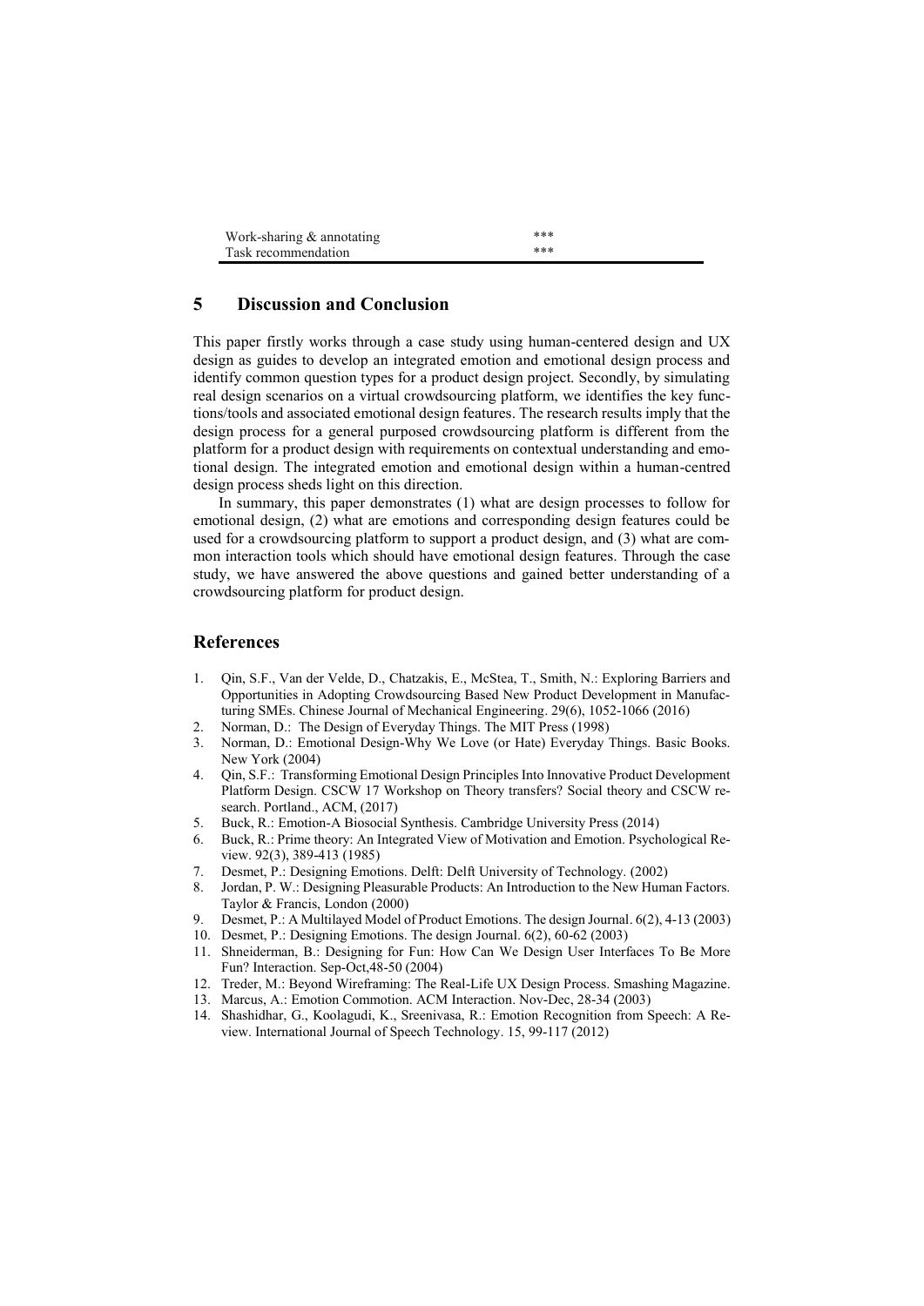| | |
|---|---|
| Work-sharing & annotating | *** |
| Task recommendation | *** |

## 5 Discussion and Conclusion

This paper firstly works through a case study using human-centered design and UX design as guides to develop an integrated emotion and emotional design process and identify common question types for a product design project. Secondly, by simulating real design scenarios on a virtual crowdsourcing platform, we identifies the key functions/tools and associated emotional design features. The research results imply that the design process for a general purposed crowdsourcing platform is different from the platform for a product design with requirements on contextual understanding and emotional design. The integrated emotion and emotional design within a human-centred design process sheds light on this direction.

In summary, this paper demonstrates (1) what are design processes to follow for emotional design, (2) what are emotions and corresponding design features could be used for a crowdsourcing platform to support a product design, and (3) what are common interaction tools which should have emotional design features. Through the case study, we have answered the above questions and gained better understanding of a crowdsourcing platform for product design.

## References

1. Qin, S.F., Van der Velde, D., Chatzakis, E., McStea, T., Smith, N.: Exploring Barriers and Opportunities in Adopting Crowdsourcing Based New Product Development in Manufacturing SMEs. Chinese Journal of Mechanical Engineering. 29(6), 1052-1066 (2016)
2. Norman, D.: The Design of Everyday Things. The MIT Press (1998)
3. Norman, D.: Emotional Design-Why We Love (or Hate) Everyday Things. Basic Books. New York (2004)
4. Qin, S.F.: Transforming Emotional Design Principles Into Innovative Product Development Platform Design. CSCW 17 Workshop on Theory transfers? Social theory and CSCW research. Portland., ACM, (2017)
5. Buck, R.: Emotion-A Biosocial Synthesis. Cambridge University Press (2014)
6. Buck, R.: Prime theory: An Integrated View of Motivation and Emotion. Psychological Review. 92(3), 389-413 (1985)
7. Desmet, P.: Designing Emotions. Delft: Delft University of Technology. (2002)
8. Jordan, P. W.: Designing Pleasurable Products: An Introduction to the New Human Factors. Taylor & Francis, London (2000)
9. Desmet, P.: A Multilayed Model of Product Emotions. The design Journal. 6(2), 4-13 (2003)
10. Desmet, P.: Designing Emotions. The design Journal. 6(2), 60-62 (2003)
11. Shneiderman, B.: Designing for Fun: How Can We Design User Interfaces To Be More Fun? Interaction. Sep-Oct,48-50 (2004)
12. Treder, M.: Beyond Wireframing: The Real-Life UX Design Process. Smashing Magazine.
13. Marcus, A.: Emotion Commotion. ACM Interaction. Nov-Dec, 28-34 (2003)
14. Shashidhar, G., Koolagudi, K., Sreenivasa, R.: Emotion Recognition from Speech: A Review. International Journal of Speech Technology. 15, 99-117 (2012)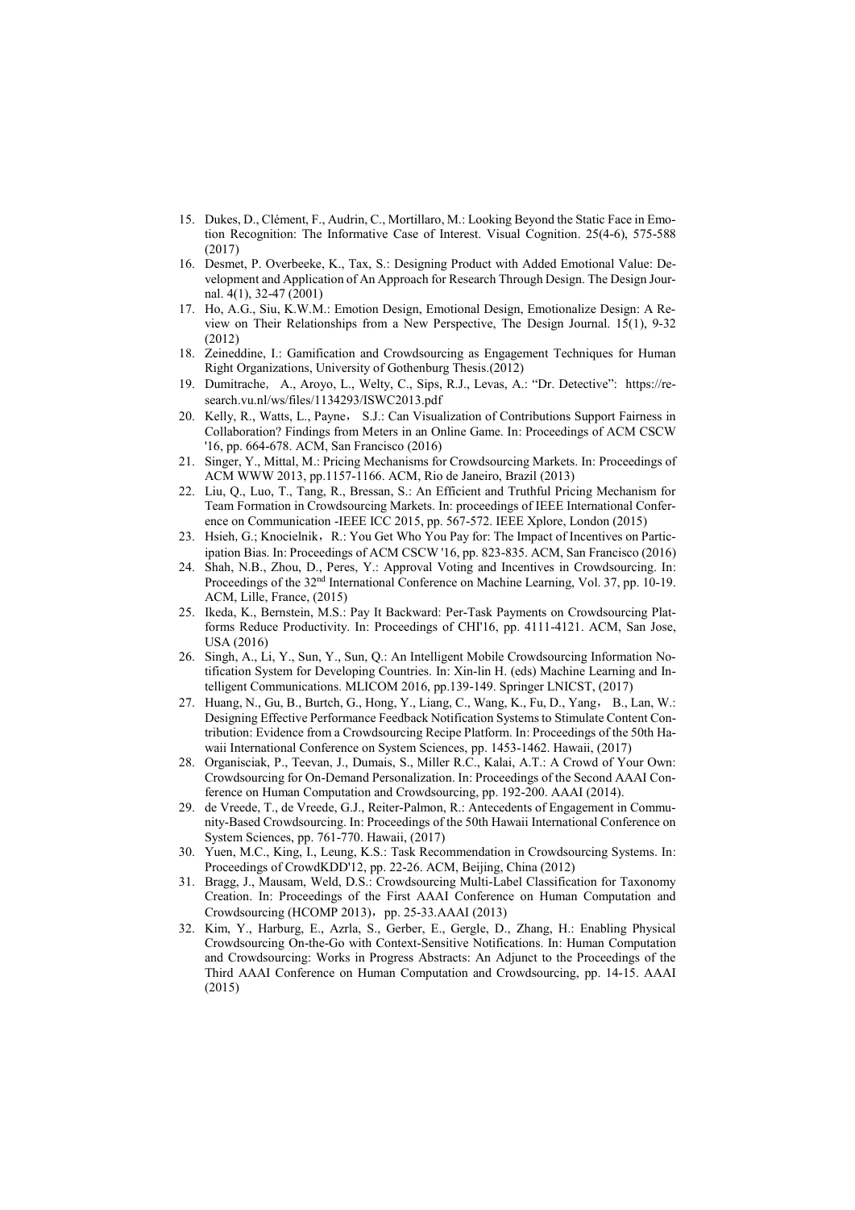15. Dukes, D., Clément, F., Audrin, C., Mortillaro, M.: Looking Beyond the Static Face in Emotion Recognition: The Informative Case of Interest. Visual Cognition. 25(4-6), 575-588 (2017)
16. Desmet, P. Overbeeke, K., Tax, S.: Designing Product with Added Emotional Value: Development and Application of An Approach for Research Through Design. The Design Journal. 4(1), 32-47 (2001)
17. Ho, A.G., Siu, K.W.M.: Emotion Design, Emotional Design, Emotionalize Design: A Review on Their Relationships from a New Perspective, The Design Journal. 15(1), 9-32 (2012)
18. Zeineddine, I.: Gamification and Crowdsourcing as Engagement Techniques for Human Right Organizations, University of Gothenburg Thesis.(2012)
19. Dumitrache, A., Aroyo, L., Welty, C., Sips, R.J., Levas, A.: "Dr. Detective": https://research.vu.nl/ws/files/1134293/ISWC2013.pdf
20. Kelly, R., Watts, L., Payne, S.J.: Can Visualization of Contributions Support Fairness in Collaboration? Findings from Meters in an Online Game. In: Proceedings of ACM CSCW '16, pp. 664-678. ACM, San Francisco (2016)
21. Singer, Y., Mittal, M.: Pricing Mechanisms for Crowdsourcing Markets. In: Proceedings of ACM WWW 2013, pp.1157-1166. ACM, Rio de Janeiro, Brazil (2013)
22. Liu, Q., Luo, T., Tang, R., Bressan, S.: An Efficient and Truthful Pricing Mechanism for Team Formation in Crowdsourcing Markets. In: proceedings of IEEE International Conference on Communication -IEEE ICC 2015, pp. 567-572. IEEE Xplore, London (2015)
23. Hsieh, G.; Knocielnik, R.: You Get Who You Pay for: The Impact of Incentives on Participation Bias. In: Proceedings of ACM CSCW '16, pp. 823-835. ACM, San Francisco (2016)
24. Shah, N.B., Zhou, D., Peres, Y.: Approval Voting and Incentives in Crowdsourcing. In: Proceedings of the 32nd International Conference on Machine Learning, Vol. 37, pp. 10-19. ACM, Lille, France, (2015)
25. Ikeda, K., Bernstein, M.S.: Pay It Backward: Per-Task Payments on Crowdsourcing Platforms Reduce Productivity. In: Proceedings of CHI'16, pp. 4111-4121. ACM, San Jose, USA (2016)
26. Singh, A., Li, Y., Sun, Y., Sun, Q.: An Intelligent Mobile Crowdsourcing Information Notification System for Developing Countries. In: Xin-lin H. (eds) Machine Learning and Intelligent Communications. MLICOM 2016, pp.139-149. Springer LNICST, (2017)
27. Huang, N., Gu, B., Burtch, G., Hong, Y., Liang, C., Wang, K., Fu, D., Yang, B., Lan, W.: Designing Effective Performance Feedback Notification Systems to Stimulate Content Contribution: Evidence from a Crowdsourcing Recipe Platform. In: Proceedings of the 50th Hawaii International Conference on System Sciences, pp. 1453-1462. Hawaii, (2017)
28. Organisciak, P., Teevan, J., Dumais, S., Miller R.C., Kalai, A.T.: A Crowd of Your Own: Crowdsourcing for On-Demand Personalization. In: Proceedings of the Second AAAI Conference on Human Computation and Crowdsourcing, pp. 192-200. AAAI (2014).
29. de Vreede, T., de Vreede, G.J., Reiter-Palmon, R.: Antecedents of Engagement in Community-Based Crowdsourcing. In: Proceedings of the 50th Hawaii International Conference on System Sciences, pp. 761-770. Hawaii, (2017)
30. Yuen, M.C., King, I., Leung, K.S.: Task Recommendation in Crowdsourcing Systems. In: Proceedings of CrowdKDD'12, pp. 22-26. ACM, Beijing, China (2012)
31. Bragg, J., Mausam, Weld, D.S.: Crowdsourcing Multi-Label Classification for Taxonomy Creation. In: Proceedings of the First AAAI Conference on Human Computation and Crowdsourcing (HCOMP 2013), pp. 25-33.AAAI (2013)
32. Kim, Y., Harburg, E., Azrla, S., Gerber, E., Gergle, D., Zhang, H.: Enabling Physical Crowdsourcing On-the-Go with Context-Sensitive Notifications. In: Human Computation and Crowdsourcing: Works in Progress Abstracts: An Adjunct to the Proceedings of the Third AAAI Conference on Human Computation and Crowdsourcing, pp. 14-15. AAAI (2015)